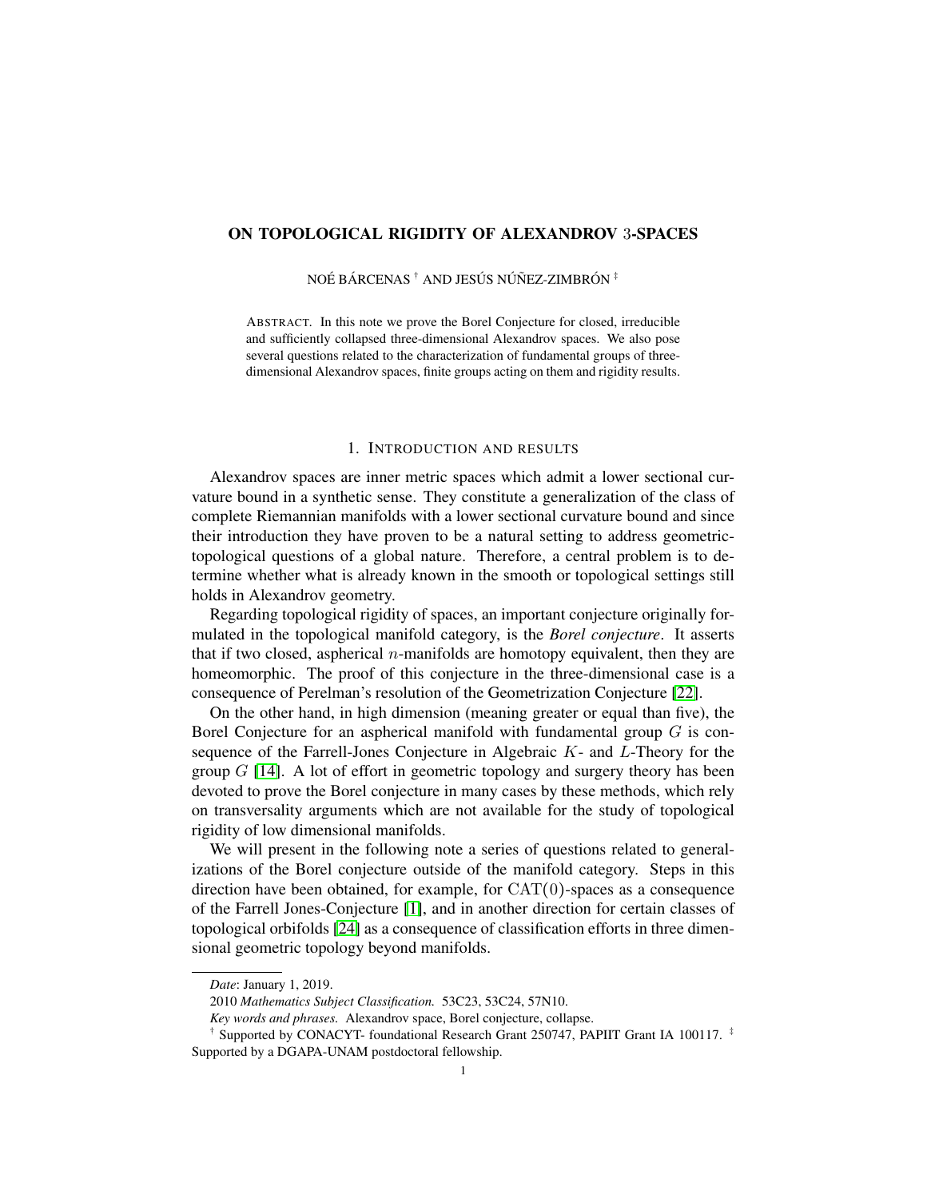# ON TOPOLOGICAL RIGIDITY OF ALEXANDROV 3-SPACES

NOÉ BÁRCENAS [†] AND JESÚS NÚÑEZ-ZIMBRÓN [‡]

ABSTRACT. In this note we prove the Borel Conjecture for closed, irreducible and sufficiently collapsed three-dimensional Alexandrov spaces. We also pose several questions related to the characterization of fundamental groups of three-dimensional Alexandrov spaces, finite groups acting on them and rigidity results.

## 1. INTRODUCTION AND RESULTS

Alexandrov spaces are inner metric spaces which admit a lower sectional curvature bound in a synthetic sense. They constitute a generalization of the class of complete Riemannian manifolds with a lower sectional curvature bound and since their introduction they have proven to be a natural setting to address geometric-topological questions of a global nature. Therefore, a central problem is to determine whether what is already known in the smooth or topological settings still holds in Alexandrov geometry.

Regarding topological rigidity of spaces, an important conjecture originally formulated in the topological manifold category, is the *Borel conjecture*. It asserts that if two closed, aspherical $n$-manifolds are homotopy equivalent, then they are homeomorphic. The proof of this conjecture in the three-dimensional case is a consequence of Perelman's resolution of the Geometrization Conjecture [22].

On the other hand, in high dimension (meaning greater or equal than five), the Borel Conjecture for an aspherical manifold with fundamental group $G$ is consequence of the Farrell-Jones Conjecture in Algebraic $K$- and $L$-Theory for the group $G$ [14]. A lot of effort in geometric topology and surgery theory has been devoted to prove the Borel conjecture in many cases by these methods, which rely on transversality arguments which are not available for the study of topological rigidity of low dimensional manifolds.

We will present in the following note a series of questions related to generalizations of the Borel conjecture outside of the manifold category. Steps in this direction have been obtained, for example, for $\mathrm{CAT}(0)$-spaces as a consequence of the Farrell Jones-Conjecture [1], and in another direction for certain classes of topological orbifolds [24] as a consequence of classification efforts in three dimensional geometric topology beyond manifolds.

---

*Date*: January 1, 2019.

2010 *Mathematics Subject Classification.* 53C23, 53C24, 57N10.

*Key words and phrases.* Alexandrov space, Borel conjecture, collapse.

[†] Supported by CONACYT- foundational Research Grant 250747, PAPIIT Grant IA 100117. [‡] Supported by a DGAPA-UNAM postdoctoral fellowship.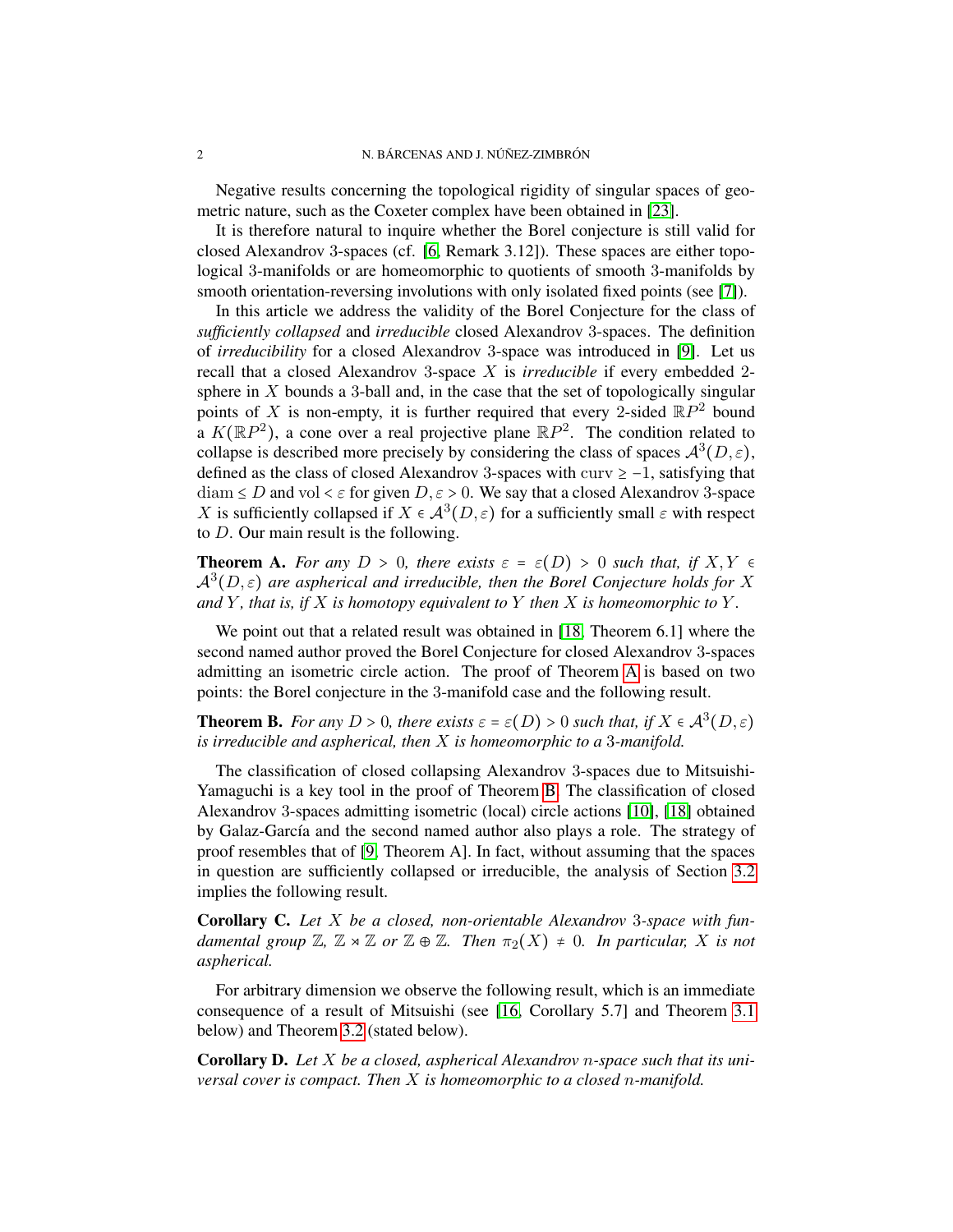Negative results concerning the topological rigidity of singular spaces of geometric nature, such as the Coxeter complex have been obtained in [23].

It is therefore natural to inquire whether the Borel conjecture is still valid for closed Alexandrov 3-spaces (cf. [6, Remark 3.12]). These spaces are either topological 3-manifolds or are homeomorphic to quotients of smooth 3-manifolds by smooth orientation-reversing involutions with only isolated fixed points (see [7]).

In this article we address the validity of the Borel Conjecture for the class of *sufficiently collapsed* and *irreducible* closed Alexandrov 3-spaces. The definition of *irreducibility* for a closed Alexandrov 3-space was introduced in [9]. Let us recall that a closed Alexandrov 3-space $X$ is *irreducible* if every embedded 2-sphere in $X$ bounds a 3-ball and, in the case that the set of topologically singular points of $X$ is non-empty, it is further required that every 2-sided $\mathbb{R}P^2$ bound a $K(\mathbb{R}P^2)$, a cone over a real projective plane $\mathbb{R}P^2$. The condition related to collapse is described more precisely by considering the class of spaces $\mathcal{A}^3(D,\varepsilon)$, defined as the class of closed Alexandrov 3-spaces with $\operatorname{curv} \geq -1$, satisfying that $\operatorname{diam} \leq D$ and $\operatorname{vol} < \varepsilon$ for given $D, \varepsilon > 0$. We say that a closed Alexandrov 3-space $X$ is sufficiently collapsed if $X \in \mathcal{A}^3(D,\varepsilon)$ for a sufficiently small $\varepsilon$ with respect to $D$. Our main result is the following.

**Theorem A.** *For any $D > 0$, there exists $\varepsilon = \varepsilon(D) > 0$ such that, if $X, Y \in \mathcal{A}^3(D,\varepsilon)$ are aspherical and irreducible, then the Borel Conjecture holds for $X$ and $Y$, that is, if $X$ is homotopy equivalent to $Y$ then $X$ is homeomorphic to $Y$.*

We point out that a related result was obtained in [18, Theorem 6.1] where the second named author proved the Borel Conjecture for closed Alexandrov 3-spaces admitting an isometric circle action. The proof of Theorem A is based on two points: the Borel conjecture in the 3-manifold case and the following result.

**Theorem B.** *For any $D > 0$, there exists $\varepsilon = \varepsilon(D) > 0$ such that, if $X \in \mathcal{A}^3(D,\varepsilon)$ is irreducible and aspherical, then $X$ is homeomorphic to a 3-manifold.*

The classification of closed collapsing Alexandrov 3-spaces due to Mitsuishi-Yamaguchi is a key tool in the proof of Theorem B. The classification of closed Alexandrov 3-spaces admitting isometric (local) circle actions [10], [18] obtained by Galaz-García and the second named author also plays a role. The strategy of proof resembles that of [9, Theorem A]. In fact, without assuming that the spaces in question are sufficiently collapsed or irreducible, the analysis of Section 3.2 implies the following result.

**Corollary C.** *Let $X$ be a closed, non-orientable Alexandrov 3-space with fundamental group $\mathbb{Z}$, $\mathbb{Z} \rtimes \mathbb{Z}$ or $\mathbb{Z} \oplus \mathbb{Z}$. Then $\pi_2(X) \neq 0$. In particular, $X$ is not aspherical.*

For arbitrary dimension we observe the following result, which is an immediate consequence of a result of Mitsuishi (see [16, Corollary 5.7] and Theorem 3.1 below) and Theorem 3.2 (stated below).

**Corollary D.** *Let $X$ be a closed, aspherical Alexandrov $n$-space such that its universal cover is compact. Then $X$ is homeomorphic to a closed $n$-manifold.*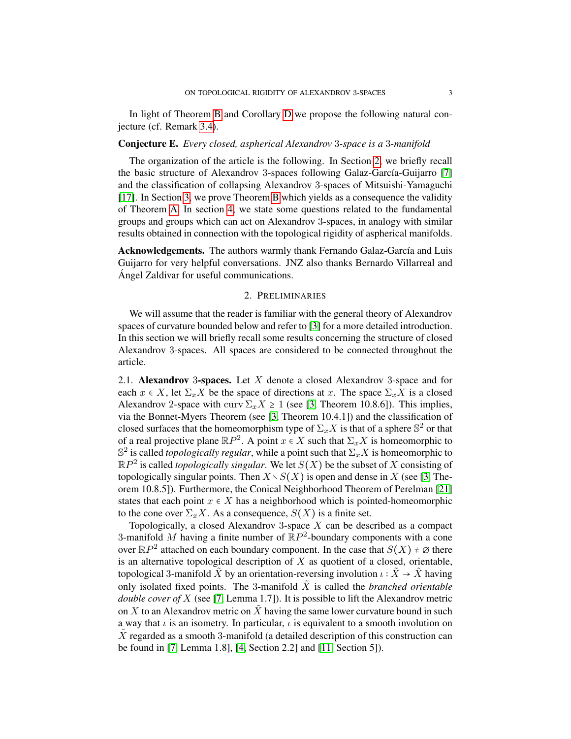In light of Theorem B and Corollary D we propose the following natural conjecture (cf. Remark 3.4).

**Conjecture E.** *Every closed, aspherical Alexandrov* 3*-space is a* 3*-manifold*

The organization of the article is the following. In Section 2, we briefly recall the basic structure of Alexandrov 3-spaces following Galaz-García-Guijarro [7] and the classification of collapsing Alexandrov 3-spaces of Mitsuishi-Yamaguchi [17]. In Section 3, we prove Theorem B which yields as a consequence the validity of Theorem A. In section 4, we state some questions related to the fundamental groups and groups which can act on Alexandrov 3-spaces, in analogy with similar results obtained in connection with the topological rigidity of aspherical manifolds.

**Acknowledgements.** The authors warmly thank Fernando Galaz-García and Luis Guijarro for very helpful conversations. JNZ also thanks Bernardo Villarreal and Ángel Zaldivar for useful communications.

## 2. Preliminaries

We will assume that the reader is familiar with the general theory of Alexandrov spaces of curvature bounded below and refer to [3] for a more detailed introduction. In this section we will briefly recall some results concerning the structure of closed Alexandrov 3-spaces. All spaces are considered to be connected throughout the article.

2.1. **Alexandrov 3-spaces.** Let $X$ denote a closed Alexandrov 3-space and for each $x \in X$, let $\Sigma_x X$ be the space of directions at $x$. The space $\Sigma_x X$ is a closed Alexandrov 2-space with $\operatorname{curv} \Sigma_x X \geq 1$ (see [3, Theorem 10.8.6]). This implies, via the Bonnet-Myers Theorem (see [3, Theorem 10.4.1]) and the classification of closed surfaces that the homeomorphism type of $\Sigma_x X$ is that of a sphere $\mathbb{S}^2$ or that of a real projective plane $\mathbb{R}P^2$. A point $x \in X$ such that $\Sigma_x X$ is homeomorphic to $\mathbb{S}^2$ is called *topologically regular*, while a point such that $\Sigma_x X$ is homeomorphic to $\mathbb{R}P^2$ is called *topologically singular*. We let $S(X)$ be the subset of $X$ consisting of topologically singular points. Then $X \setminus S(X)$ is open and dense in $X$ (see [3, Theorem 10.8.5]). Furthermore, the Conical Neighborhood Theorem of Perelman [21] states that each point $x \in X$ has a neighborhood which is pointed-homeomorphic to the cone over $\Sigma_x X$. As a consequence, $S(X)$ is a finite set.

Topologically, a closed Alexandrov 3-space $X$ can be described as a compact 3-manifold $M$ having a finite number of $\mathbb{R}P^2$-boundary components with a cone over $\mathbb{R}P^2$ attached on each boundary component. In the case that $S(X) \neq \varnothing$ there is an alternative topological description of $X$ as quotient of a closed, orientable, topological 3-manifold $\tilde{X}$ by an orientation-reversing involution $\iota : \tilde{X} \to \tilde{X}$ having only isolated fixed points. The 3-manifold $\tilde{X}$ is called the *branched orientable double cover of* $X$ (see [7, Lemma 1.7]). It is possible to lift the Alexandrov metric on $X$ to an Alexandrov metric on $\tilde{X}$ having the same lower curvature bound in such a way that $\iota$ is an isometry. In particular, $\iota$ is equivalent to a smooth involution on $\tilde{X}$ regarded as a smooth 3-manifold (a detailed description of this construction can be found in [7, Lemma 1.8], [4, Section 2.2] and [11, Section 5]).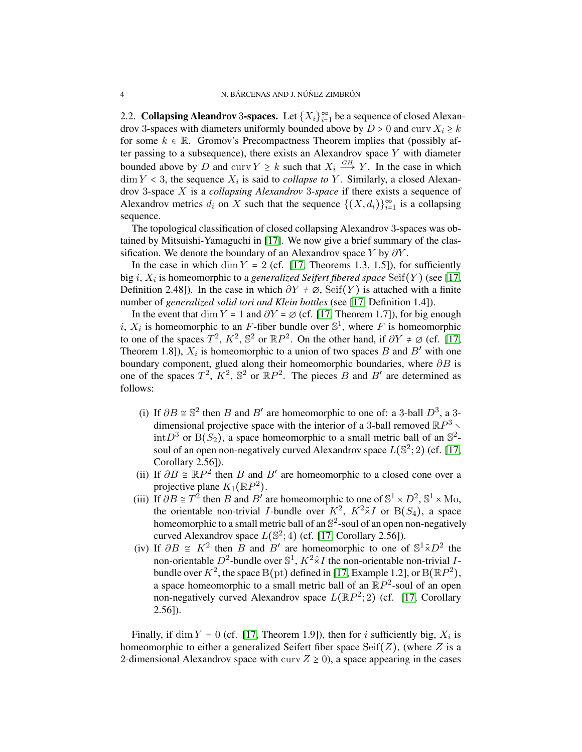### 2.2. Collapsing Aleandrov 3-spaces.

Let $\{X_i\}_{i=1}^{\infty}$ be a sequence of closed Alexandrov 3-spaces with diameters uniformly bounded above by $D > 0$ and $\operatorname{curv} X_i \geq k$ for some $k \in \mathbb{R}$. Gromov's Precompactness Theorem implies that (possibly after passing to a subsequence), there exists an Alexandrov space $Y$ with diameter bounded above by $D$ and $\operatorname{curv} Y \geq k$ such that $X_i \xrightarrow{GH} Y$. In the case in which $\dim Y < 3$, the sequence $X_i$ is said to *collapse to* $Y$. Similarly, a closed Alexandrov 3-space $X$ is a *collapsing Alexandrov 3-space* if there exists a sequence of Alexandrov metrics $d_i$ on $X$ such that the sequence $\{(X, d_i)\}_{i=1}^{\infty}$ is a collapsing sequence.

The topological classification of closed collapsing Alexandrov 3-spaces was obtained by Mitsuishi-Yamaguchi in [17]. We now give a brief summary of the classification. We denote the boundary of an Alexandrov space $Y$ by $\partial Y$.

In the case in which $\dim Y = 2$ (cf. [17, Theorems 1.3, 1.5]), for sufficiently big $i$, $X_i$ is homeomorphic to a *generalized Seifert fibered space* $\operatorname{Seif}(Y)$ (see [17, Definition 2.48]). In the case in which $\partial Y \neq \varnothing$, $\operatorname{Seif}(Y)$ is attached with a finite number of *generalized solid tori and Klein bottles* (see [17, Definition 1.4]).

In the event that $\dim Y = 1$ and $\partial Y = \varnothing$ (cf. [17, Theorem 1.7]), for big enough $i$, $X_i$ is homeomorphic to an $F$-fiber bundle over $\mathbb{S}^1$, where $F$ is homeomorphic to one of the spaces $T^2$, $K^2$, $\mathbb{S}^2$ or $\mathbb{R}P^2$. On the other hand, if $\partial Y \neq \varnothing$ (cf. [17, Theorem 1.8]), $X_i$ is homeomorphic to a union of two spaces $B$ and $B'$ with one boundary component, glued along their homeomorphic boundaries, where $\partial B$ is one of the spaces $T^2$, $K^2$, $\mathbb{S}^2$ or $\mathbb{R}P^2$. The pieces $B$ and $B'$ are determined as follows:

(i) If $\partial B \cong \mathbb{S}^2$ then $B$ and $B'$ are homeomorphic to one of: a 3-ball $D^3$, a 3-dimensional projective space with the interior of a 3-ball removed $\mathbb{R}P^3 \smallsetminus \operatorname{int} D^3$ or $\mathrm{B}(S_2)$, a space homeomorphic to a small metric ball of an $\mathbb{S}^2$-soul of an open non-negatively curved Alexandrov space $L(\mathbb{S}^2; 2)$ (cf. [17, Corollary 2.56]).

(ii) If $\partial B \cong \mathbb{R}P^2$ then $B$ and $B'$ are homeomorphic to a closed cone over a projective plane $K_1(\mathbb{R}P^2)$.

(iii) If $\partial B \cong T^2$ then $B$ and $B'$ are homeomorphic to one of $\mathbb{S}^1 \times D^2$, $\mathbb{S}^1 \times \mathrm{Mo}$, the orientable non-trivial $I$-bundle over $K^2$, $K^2 \tilde{\times} I$ or $\mathrm{B}(S_4)$, a space homeomorphic to a small metric ball of an $\mathbb{S}^2$-soul of an open non-negatively curved Alexandrov space $L(\mathbb{S}^2; 4)$ (cf. [17, Corollary 2.56]).

(iv) If $\partial B \cong K^2$ then $B$ and $B'$ are homeomorphic to one of $\mathbb{S}^1 \tilde{\times} D^2$ the non-orientable $D^2$-bundle over $\mathbb{S}^1$, $K^2 \hat{\times} I$ the non-orientable non-trivial $I$-bundle over $K^2$, the space $\mathrm{B}(\mathrm{pt})$ defined in [17, Example 1.2], or $\mathrm{B}(\mathbb{R}P^2)$, a space homeomorphic to a small metric ball of an $\mathbb{R}P^2$-soul of an open non-negatively curved Alexandrov space $L(\mathbb{R}P^2; 2)$ (cf. [17, Corollary 2.56]).

Finally, if $\dim Y = 0$ (cf. [17, Theorem 1.9]), then for $i$ sufficiently big, $X_i$ is homeomorphic to either a generalized Seifert fiber space $\operatorname{Seif}(Z)$, (where $Z$ is a 2-dimensional Alexandrov space with $\operatorname{curv} Z \geq 0$), a space appearing in the cases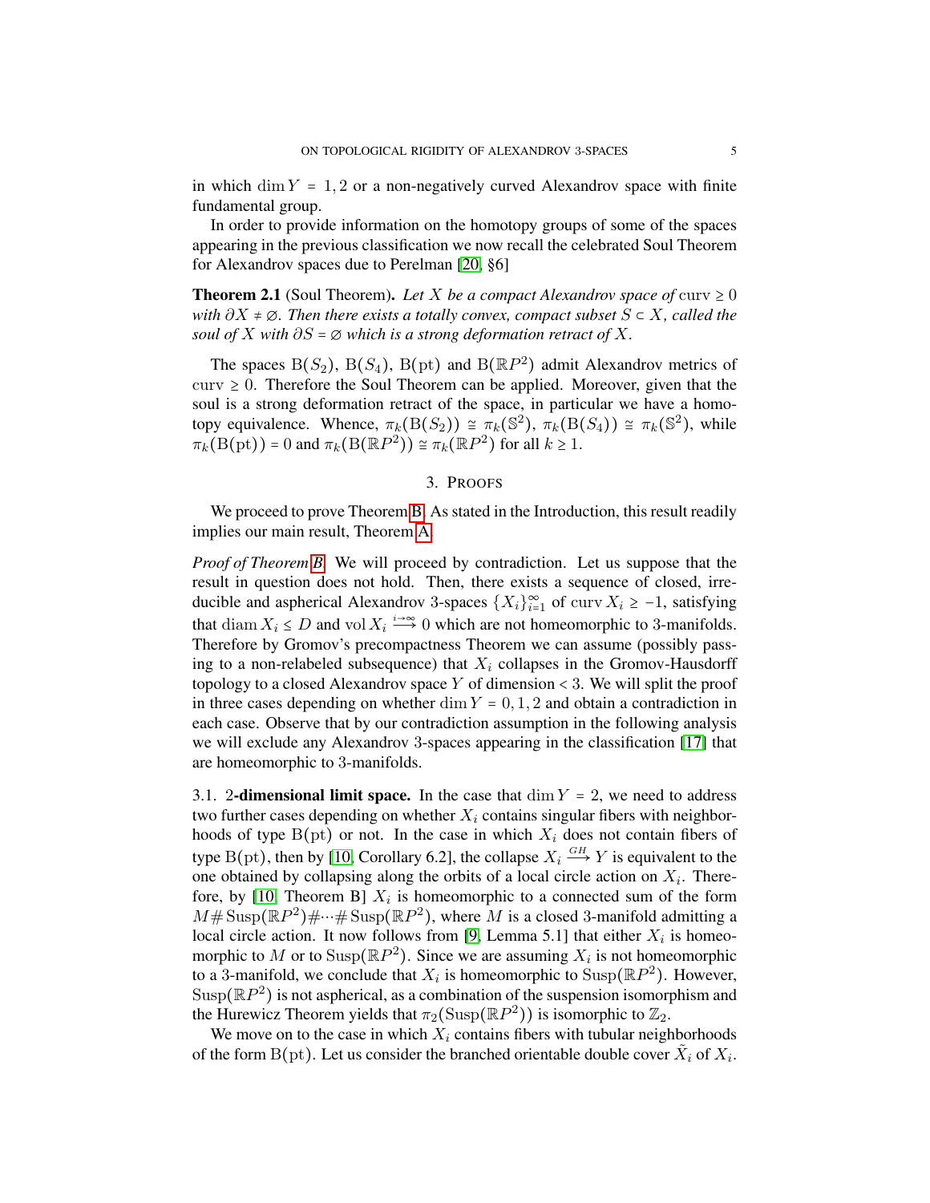in which $\dim Y = 1, 2$ or a non-negatively curved Alexandrov space with finite fundamental group.

In order to provide information on the homotopy groups of some of the spaces appearing in the previous classification we now recall the celebrated Soul Theorem for Alexandrov spaces due to Perelman [20, §6]

**Theorem 2.1** (Soul Theorem). *Let $X$ be a compact Alexandrov space of $\operatorname{curv} \geq 0$ with $\partial X \neq \varnothing$. Then there exists a totally convex, compact subset $S \subset X$, called the soul of $X$ with $\partial S = \varnothing$ which is a strong deformation retract of $X$.*

The spaces $\mathrm{B}(S_2)$, $\mathrm{B}(S_4)$, $\mathrm{B}(\mathrm{pt})$ and $\mathrm{B}(\mathbb{R}P^2)$ admit Alexandrov metrics of $\operatorname{curv} \geq 0$. Therefore the Soul Theorem can be applied. Moreover, given that the soul is a strong deformation retract of the space, in particular we have a homotopy equivalence. Whence, $\pi_k(\mathrm{B}(S_2)) \cong \pi_k(\mathbb{S}^2)$, $\pi_k(\mathrm{B}(S_4)) \cong \pi_k(\mathbb{S}^2)$, while $\pi_k(\mathrm{B}(\mathrm{pt})) = 0$ and $\pi_k(\mathrm{B}(\mathbb{R}P^2)) \cong \pi_k(\mathbb{R}P^2)$ for all $k \geq 1$.

## 3. Proofs

We proceed to prove Theorem B. As stated in the Introduction, this result readily implies our main result, Theorem A.

*Proof of Theorem B.* We will proceed by contradiction. Let us suppose that the result in question does not hold. Then, there exists a sequence of closed, irreducible and aspherical Alexandrov 3-spaces $\{X_i\}_{i=1}^{\infty}$ of $\operatorname{curv} X_i \geq -1$, satisfying that $\operatorname{diam} X_i \leq D$ and $\operatorname{vol} X_i \xrightarrow{i \to \infty} 0$ which are not homeomorphic to 3-manifolds. Therefore by Gromov's precompactness Theorem we can assume (possibly passing to a non-relabeled subsequence) that $X_i$ collapses in the Gromov-Hausdorff topology to a closed Alexandrov space $Y$ of dimension $< 3$. We will split the proof in three cases depending on whether $\dim Y = 0, 1, 2$ and obtain a contradiction in each case. Observe that by our contradiction assumption in the following analysis we will exclude any Alexandrov 3-spaces appearing in the classification [17] that are homeomorphic to 3-manifolds.

### 3.1. 2-dimensional limit space.

In the case that $\dim Y = 2$, we need to address two further cases depending on whether $X_i$ contains singular fibers with neighborhoods of type $\mathrm{B}(\mathrm{pt})$ or not. In the case in which $X_i$ does not contain fibers of type $\mathrm{B}(\mathrm{pt})$, then by [10, Corollary 6.2], the collapse $X_i \xrightarrow{GH} Y$ is equivalent to the one obtained by collapsing along the orbits of a local circle action on $X_i$. Therefore, by [10, Theorem B] $X_i$ is homeomorphic to a connected sum of the form $M \# \operatorname{Susp}(\mathbb{R}P^2) \# \cdots \# \operatorname{Susp}(\mathbb{R}P^2)$, where $M$ is a closed 3-manifold admitting a local circle action. It now follows from [9, Lemma 5.1] that either $X_i$ is homeomorphic to $M$ or to $\operatorname{Susp}(\mathbb{R}P^2)$. Since we are assuming $X_i$ is not homeomorphic to a 3-manifold, we conclude that $X_i$ is homeomorphic to $\operatorname{Susp}(\mathbb{R}P^2)$. However, $\operatorname{Susp}(\mathbb{R}P^2)$ is not aspherical, as a combination of the suspension isomorphism and the Hurewicz Theorem yields that $\pi_2(\operatorname{Susp}(\mathbb{R}P^2))$ is isomorphic to $\mathbb{Z}_2$.

We move on to the case in which $X_i$ contains fibers with tubular neighborhoods of the form $\mathrm{B}(\mathrm{pt})$. Let us consider the branched orientable double cover $\tilde{X}_i$ of $X_i$.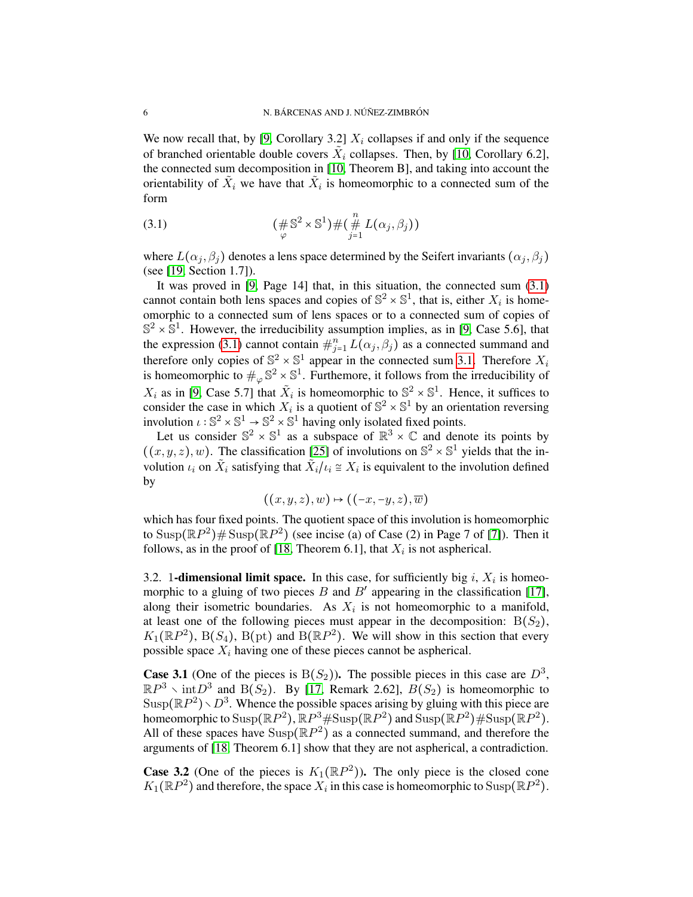We now recall that, by [9, Corollary 3.2] $X_i$ collapses if and only if the sequence of branched orientable double covers $\tilde{X}_i$ collapses. Then, by [10, Corollary 6.2], the connected sum decomposition in [10, Theorem B], and taking into account the orientability of $\tilde{X}_i$ we have that $\tilde{X}_i$ is homeomorphic to a connected sum of the form

$$(\#_{\varphi} \mathbb{S}^2 \times \mathbb{S}^1) \# (\#_{j=1}^{n} L(\alpha_j, \beta_j)) \tag{3.1}$$

where $L(\alpha_j, \beta_j)$ denotes a lens space determined by the Seifert invariants $(\alpha_j, \beta_j)$ (see [19, Section 1.7]).

It was proved in [9, Page 14] that, in this situation, the connected sum (3.1) cannot contain both lens spaces and copies of $\mathbb{S}^2 \times \mathbb{S}^1$, that is, either $X_i$ is homeomorphic to a connected sum of lens spaces or to a connected sum of copies of $\mathbb{S}^2 \times \mathbb{S}^1$. However, the irreducibility assumption implies, as in [9, Case 5.6], that the expression (3.1) cannot contain $\#_{j=1}^{n} L(\alpha_j, \beta_j)$ as a connected summand and therefore only copies of $\mathbb{S}^2 \times \mathbb{S}^1$ appear in the connected sum 3.1. Therefore $X_i$ is homeomorphic to $\#_{\varphi} \mathbb{S}^2 \times \mathbb{S}^1$. Furthemore, it follows from the irreducibility of $X_i$ as in [9, Case 5.7] that $\tilde{X}_i$ is homeomorphic to $\mathbb{S}^2 \times \mathbb{S}^1$. Hence, it suffices to consider the case in which $X_i$ is a quotient of $\mathbb{S}^2 \times \mathbb{S}^1$ by an orientation reversing involution $\iota : \mathbb{S}^2 \times \mathbb{S}^1 \to \mathbb{S}^2 \times \mathbb{S}^1$ having only isolated fixed points.

Let us consider $\mathbb{S}^2 \times \mathbb{S}^1$ as a subspace of $\mathbb{R}^3 \times \mathbb{C}$ and denote its points by $((x, y, z), w)$. The classification [25] of involutions on $\mathbb{S}^2 \times \mathbb{S}^1$ yields that the involution $\iota_i$ on $\tilde{X}_i$ satisfying that $\tilde{X}_i/\iota_i \cong X_i$ is equivalent to the involution defined by

$$((x, y, z), w) \mapsto ((-x, -y, z), \overline{w})$$

which has four fixed points. The quotient space of this involution is homeomorphic to $\mathrm{Susp}(\mathbb{R}P^2) \# \mathrm{Susp}(\mathbb{R}P^2)$ (see incise (a) of Case (2) in Page 7 of [7]). Then it follows, as in the proof of [18, Theorem 6.1], that $X_i$ is not aspherical.

## 3.2. 1-dimensional limit space.

In this case, for sufficiently big $i$, $X_i$ is homeomorphic to a gluing of two pieces $B$ and $B'$ appearing in the classification [17], along their isometric boundaries. As $X_i$ is not homeomorphic to a manifold, at least one of the following pieces must appear in the decomposition: $\mathrm{B}(S_2)$, $K_1(\mathbb{R}P^2)$, $\mathrm{B}(S_4)$, $\mathrm{B}(\mathrm{pt})$ and $\mathrm{B}(\mathbb{R}P^2)$. We will show in this section that every possible space $X_i$ having one of these pieces cannot be aspherical.

**Case 3.1** (One of the pieces is $\mathrm{B}(S_2)$). The possible pieces in this case are $D^3$, $\mathbb{R}P^3 \setminus \mathrm{int} D^3$ and $\mathrm{B}(S_2)$. By [17, Remark 2.62], $B(S_2)$ is homeomorphic to $\mathrm{Susp}(\mathbb{R}P^2) \setminus D^3$. Whence the possible spaces arising by gluing with this piece are homeomorphic to $\mathrm{Susp}(\mathbb{R}P^2)$, $\mathbb{R}P^3 \# \mathrm{Susp}(\mathbb{R}P^2)$ and $\mathrm{Susp}(\mathbb{R}P^2) \# \mathrm{Susp}(\mathbb{R}P^2)$. All of these spaces have $\mathrm{Susp}(\mathbb{R}P^2)$ as a connected summand, and therefore the arguments of [18, Theorem 6.1] show that they are not aspherical, a contradiction.

**Case 3.2** (One of the pieces is $K_1(\mathbb{R}P^2)$). The only piece is the closed cone $K_1(\mathbb{R}P^2)$ and therefore, the space $X_i$ in this case is homeomorphic to $\mathrm{Susp}(\mathbb{R}P^2)$.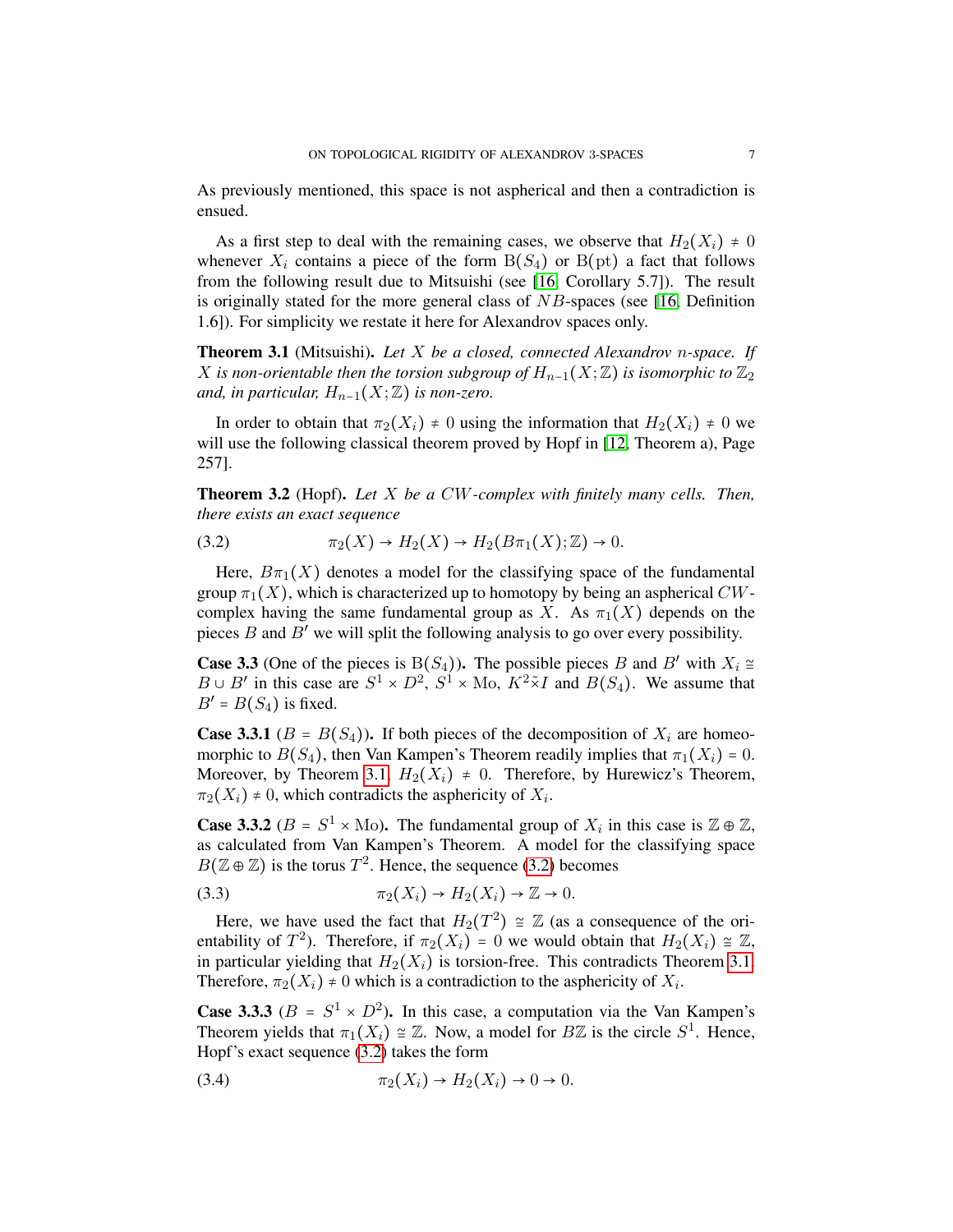As previously mentioned, this space is not aspherical and then a contradiction is ensued.

As a first step to deal with the remaining cases, we observe that $H_2(X_i) \neq 0$ whenever $X_i$ contains a piece of the form $\mathrm{B}(S_4)$ or $\mathrm{B}(\mathrm{pt})$ a fact that follows from the following result due to Mitsuishi (see [16, Corollary 5.7]). The result is originally stated for the more general class of $NB$-spaces (see [16, Definition 1.6]). For simplicity we restate it here for Alexandrov spaces only.

**Theorem 3.1** (Mitsuishi). *Let $X$ be a closed, connected Alexandrov $n$-space. If $X$ is non-orientable then the torsion subgroup of $H_{n-1}(X;\mathbb{Z})$ is isomorphic to $\mathbb{Z}_2$ and, in particular, $H_{n-1}(X;\mathbb{Z})$ is non-zero.*

In order to obtain that $\pi_2(X_i) \neq 0$ using the information that $H_2(X_i) \neq 0$ we will use the following classical theorem proved by Hopf in [12, Theorem a), Page 257].

**Theorem 3.2** (Hopf). *Let $X$ be a $CW$-complex with finitely many cells. Then, there exists an exact sequence*

$$\pi_2(X) \to H_2(X) \to H_2(B\pi_1(X);\mathbb{Z}) \to 0. \tag{3.2}$$

Here, $B\pi_1(X)$ denotes a model for the classifying space of the fundamental group $\pi_1(X)$, which is characterized up to homotopy by being an aspherical $CW$-complex having the same fundamental group as $X$. As $\pi_1(X)$ depends on the pieces $B$ and $B'$ we will split the following analysis to go over every possibility.

**Case 3.3** (One of the pieces is $\mathrm{B}(S_4)$). The possible pieces $B$ and $B'$ with $X_i \cong B \cup B'$ in this case are $S^1 \times D^2$, $S^1 \times \mathrm{Mo}$, $K^2 \tilde{\times} I$ and $B(S_4)$. We assume that $B' = B(S_4)$ is fixed.

**Case 3.3.1** ($B = B(S_4)$). If both pieces of the decomposition of $X_i$ are homeomorphic to $B(S_4)$, then Van Kampen's Theorem readily implies that $\pi_1(X_i) = 0$. Moreover, by Theorem 3.1, $H_2(X_i) \neq 0$. Therefore, by Hurewicz's Theorem, $\pi_2(X_i) \neq 0$, which contradicts the asphericity of $X_i$.

**Case 3.3.2** ($B = S^1 \times \mathrm{Mo}$). The fundamental group of $X_i$ in this case is $\mathbb{Z} \oplus \mathbb{Z}$, as calculated from Van Kampen's Theorem. A model for the classifying space $B(\mathbb{Z} \oplus \mathbb{Z})$ is the torus $T^2$. Hence, the sequence (3.2) becomes

$$\pi_2(X_i) \to H_2(X_i) \to \mathbb{Z} \to 0. \tag{3.3}$$

Here, we have used the fact that $H_2(T^2) \cong \mathbb{Z}$ (as a consequence of the orientability of $T^2$). Therefore, if $\pi_2(X_i) = 0$ we would obtain that $H_2(X_i) \cong \mathbb{Z}$, in particular yielding that $H_2(X_i)$ is torsion-free. This contradicts Theorem 3.1. Therefore, $\pi_2(X_i) \neq 0$ which is a contradiction to the asphericity of $X_i$.

**Case 3.3.3** ($B = S^1 \times D^2$). In this case, a computation via the Van Kampen's Theorem yields that $\pi_1(X_i) \cong \mathbb{Z}$. Now, a model for $B\mathbb{Z}$ is the circle $S^1$. Hence, Hopf's exact sequence (3.2) takes the form

$$\pi_2(X_i) \to H_2(X_i) \to 0 \to 0. \tag{3.4}$$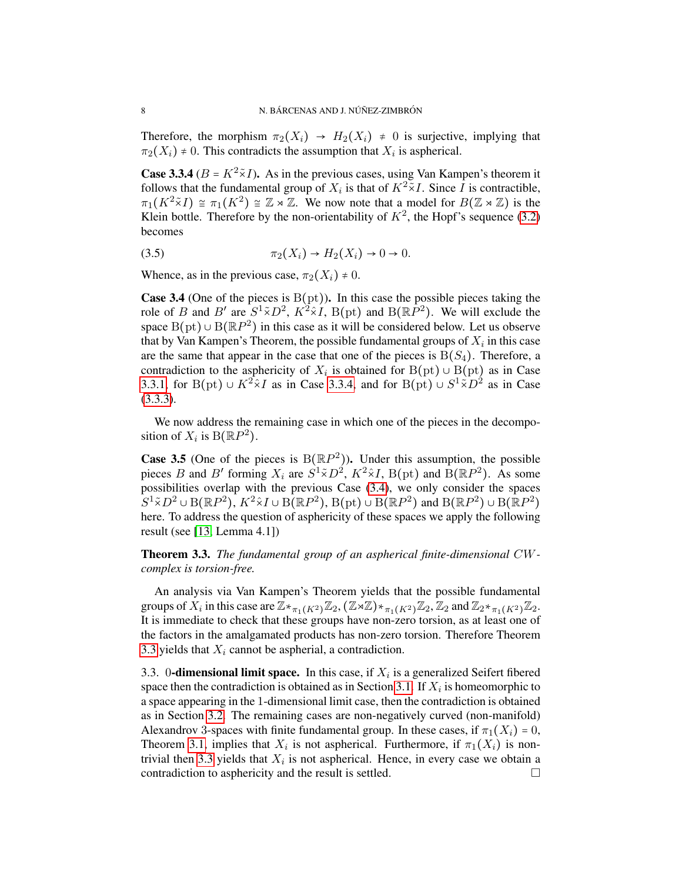Therefore, the morphism $\pi_2(X_i) \to H_2(X_i) \neq 0$ is surjective, implying that $\pi_2(X_i) \neq 0$. This contradicts the assumption that $X_i$ is aspherical.

**Case 3.3.4** ($B = K^2 \tilde{\times} I$)**.** As in the previous cases, using Van Kampen's theorem it follows that the fundamental group of $X_i$ is that of $K^2 \tilde{\times} I$. Since $I$ is contractible, $\pi_1(K^2 \tilde{\times} I) \cong \pi_1(K^2) \cong \mathbb{Z} \rtimes \mathbb{Z}$. We now note that a model for $B(\mathbb{Z} \rtimes \mathbb{Z})$ is the Klein bottle. Therefore by the non-orientability of $K^2$, the Hopf's sequence (3.2) becomes

$$\pi_2(X_i) \to H_2(X_i) \to 0 \to 0. \tag{3.5}$$

Whence, as in the previous case, $\pi_2(X_i) \neq 0$.

**Case 3.4** (One of the pieces is $\mathrm{B}(\mathrm{pt})$)**.** In this case the possible pieces taking the role of $B$ and $B'$ are $S^1 \tilde{\times} D^2$, $K^2 \hat{\times} I$, $\mathrm{B}(\mathrm{pt})$ and $\mathrm{B}(\mathbb{R}P^2)$. We will exclude the space $\mathrm{B}(\mathrm{pt}) \cup \mathrm{B}(\mathbb{R}P^2)$ in this case as it will be considered below. Let us observe that by Van Kampen's Theorem, the possible fundamental groups of $X_i$ in this case are the same that appear in the case that one of the pieces is $\mathrm{B}(S_4)$. Therefore, a contradiction to the asphericity of $X_i$ is obtained for $\mathrm{B}(\mathrm{pt}) \cup \mathrm{B}(\mathrm{pt})$ as in Case 3.3.1, for $\mathrm{B}(\mathrm{pt}) \cup K^2 \hat{\times} I$ as in Case 3.3.4, and for $\mathrm{B}(\mathrm{pt}) \cup S^1 \tilde{\times} D^2$ as in Case (3.3.3).

We now address the remaining case in which one of the pieces in the decomposition of $X_i$ is $\mathrm{B}(\mathbb{R}P^2)$.

**Case 3.5** (One of the pieces is $\mathrm{B}(\mathbb{R}P^2)$)**.** Under this assumption, the possible pieces $B$ and $B'$ forming $X_i$ are $S^1 \tilde{\times} D^2$, $K^2 \hat{\times} I$, $\mathrm{B}(\mathrm{pt})$ and $\mathrm{B}(\mathbb{R}P^2)$. As some possibilities overlap with the previous Case (3.4), we only consider the spaces $S^1 \tilde{\times} D^2 \cup \mathrm{B}(\mathbb{R}P^2)$, $K^2 \hat{\times} I \cup \mathrm{B}(\mathbb{R}P^2)$, $\mathrm{B}(\mathrm{pt}) \cup \mathrm{B}(\mathbb{R}P^2)$ and $\mathrm{B}(\mathbb{R}P^2) \cup \mathrm{B}(\mathbb{R}P^2)$ here. To address the question of asphericity of these spaces we apply the following result (see [13, Lemma 4.1])

**Theorem 3.3.** *The fundamental group of an aspherical finite-dimensional CW-complex is torsion-free.*

An analysis via Van Kampen's Theorem yields that the possible fundamental groups of $X_i$ in this case are $\mathbb{Z} *_{\pi_1(K^2)} \mathbb{Z}_2$, $(\mathbb{Z} \rtimes \mathbb{Z}) *_{\pi_1(K^2)} \mathbb{Z}_2$, $\mathbb{Z}_2$ and $\mathbb{Z}_2 *_{\pi_1(K^2)} \mathbb{Z}_2$. It is immediate to check that these groups have non-zero torsion, as at least one of the factors in the amalgamated products has non-zero torsion. Therefore Theorem 3.3 yields that $X_i$ cannot be asphérial, a contradiction.

3.3. 0**-dimensional limit space.** In this case, if $X_i$ is a generalized Seifert fibered space then the contradiction is obtained as in Section 3.1. If $X_i$ is homeomorphic to a space appearing in the 1-dimensional limit case, then the contradiction is obtained as in Section 3.2. The remaining cases are non-negatively curved (non-manifold) Alexandrov 3-spaces with finite fundamental group. In these cases, if $\pi_1(X_i) = 0$, Theorem 3.1, implies that $X_i$ is not aspherical. Furthermore, if $\pi_1(X_i)$ is non-trivial then 3.3 yields that $X_i$ is not aspherical. Hence, in every case we obtain a contradiction to asphericity and the result is settled. □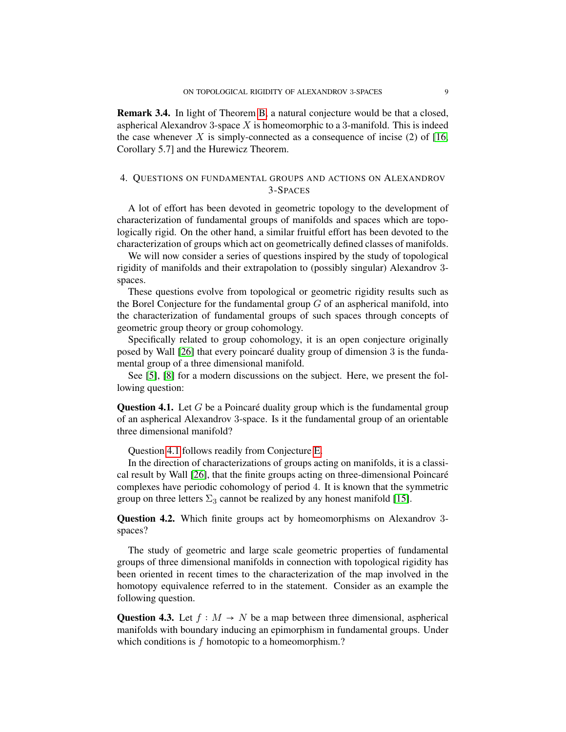**Remark 3.4.** In light of Theorem B, a natural conjecture would be that a closed, aspherical Alexandrov 3-space $X$ is homeomorphic to a 3-manifold. This is indeed the case whenever $X$ is simply-connected as a consequence of incise (2) of [16, Corollary 5.7] and the Hurewicz Theorem.

## 4. Questions on fundamental groups and actions on Alexandrov 3-Spaces

A lot of effort has been devoted in geometric topology to the development of characterization of fundamental groups of manifolds and spaces which are topologically rigid. On the other hand, a similar fruitful effort has been devoted to the characterization of groups which act on geometrically defined classes of manifolds.

We will now consider a series of questions inspired by the study of topological rigidity of manifolds and their extrapolation to (possibly singular) Alexandrov 3-spaces.

These questions evolve from topological or geometric rigidity results such as the Borel Conjecture for the fundamental group $G$ of an aspherical manifold, into the characterization of fundamental groups of such spaces through concepts of geometric group theory or group cohomology.

Specifically related to group cohomology, it is an open conjecture originally posed by Wall [26] that every poincaré duality group of dimension 3 is the fundamental group of a three dimensional manifold.

See [5], [8] for a modern discussions on the subject. Here, we present the following question:

**Question 4.1.** Let $G$ be a Poincaré duality group which is the fundamental group of an aspherical Alexandrov 3-space. Is it the fundamental group of an orientable three dimensional manifold?

Question 4.1 follows readily from Conjecture E.

In the direction of characterizations of groups acting on manifolds, it is a classical result by Wall [26], that the finite groups acting on three-dimensional Poincaré complexes have periodic cohomology of period $4$. It is known that the symmetric group on three letters $\Sigma_3$ cannot be realized by any honest manifold [15].

**Question 4.2.** Which finite groups act by homeomorphisms on Alexandrov 3-spaces?

The study of geometric and large scale geometric properties of fundamental groups of three dimensional manifolds in connection with topological rigidity has been oriented in recent times to the characterization of the map involved in the homotopy equivalence referred to in the statement. Consider as an example the following question.

**Question 4.3.** Let $f : M \to N$ be a map between three dimensional, aspherical manifolds with boundary inducing an epimorphism in fundamental groups. Under which conditions is $f$ homotopic to a homeomorphism.?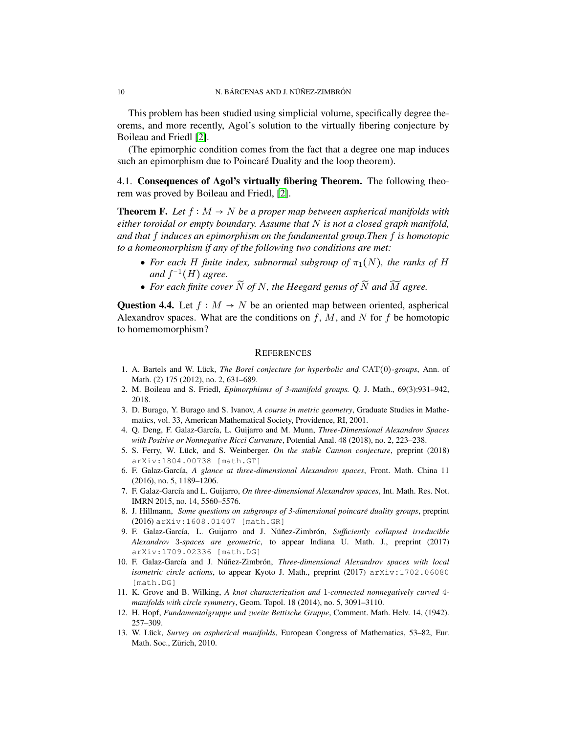This problem has been studied using simplicial volume, specifically degree theorems, and more recently, Agol's solution to the virtually fibering conjecture by Boileau and Friedl [2].

(The epimorphic condition comes from the fact that a degree one map induces such an epimorphism due to Poincaré Duality and the loop theorem).

### 4.1. Consequences of Agol's virtually fibering Theorem.

The following theorem was proved by Boileau and Friedl, [2].

**Theorem F.** *Let $f : M \to N$ be a proper map between aspherical manifolds with either toroidal or empty boundary. Assume that $N$ is not a closed graph manifold, and that $f$ induces an epimorphism on the fundamental group.Then $f$ is homotopic to a homeomorphism if any of the following two conditions are met:*

- *For each $H$ finite index, subnormal subgroup of $\pi_1(N)$, the ranks of $H$ and $f^{-1}(H)$ agree.*
- *For each finite cover $\widetilde{N}$ of $N$, the Heegard genus of $\widetilde{N}$ and $\widetilde{M}$ agree.*

**Question 4.4.** Let $f : M \to N$ be an oriented map between oriented, aspherical Alexandrov spaces. What are the conditions on $f$, $M$, and $N$ for $f$ be homotopic to homemomorphism?

## References

1. A. Bartels and W. Lück, *The Borel conjecture for hyperbolic and* $\mathrm{CAT}(0)$*-groups*, Ann. of Math. (2) 175 (2012), no. 2, 631–689.
2. M. Boileau and S. Friedl, *Epimorphisms of 3-manifold groups.* Q. J. Math., 69(3):931–942, 2018.
3. D. Burago, Y. Burago and S. Ivanov, *A course in metric geometry*, Graduate Studies in Mathematics, vol. 33, American Mathematical Society, Providence, RI, 2001.
4. Q. Deng, F. Galaz-García, L. Guijarro and M. Munn, *Three-Dimensional Alexandrov Spaces with Positive or Nonnegative Ricci Curvature*, Potential Anal. 48 (2018), no. 2, 223–238.
5. S. Ferry, W. Lück, and S. Weinberger. *On the stable Cannon conjecture*, preprint (2018) arXiv:1804.00738 [math.GT]
6. F. Galaz-García, *A glance at three-dimensional Alexandrov spaces*, Front. Math. China 11 (2016), no. 5, 1189–1206.
7. F. Galaz-García and L. Guijarro, *On three-dimensional Alexandrov spaces*, Int. Math. Res. Not. IMRN 2015, no. 14, 5560–5576.
8. J. Hillmann, *Some questions on subgroups of 3-dimensional poincaré duality groups*, preprint (2016) arXiv:1608.01407 [math.GR]
9. F. Galaz-García, L. Guijarro and J. Núñez-Zimbrón, *Sufficiently collapsed irreducible Alexandrov 3-spaces are geometric*, to appear Indiana U. Math. J., preprint (2017) arXiv:1709.02336 [math.DG]
10. F. Galaz-García and J. Núñez-Zimbrón, *Three-dimensional Alexandrov spaces with local isometric circle actions*, to appear Kyoto J. Math., preprint (2017) arXiv:1702.06080 [math.DG]
11. K. Grove and B. Wilking, *A knot characterization and 1-connected nonnegatively curved 4-manifolds with circle symmetry*, Geom. Topol. 18 (2014), no. 5, 3091–3110.
12. H. Hopf, *Fundamentalgruppe und zweite Bettische Gruppe*, Comment. Math. Helv. 14, (1942). 257–309.
13. W. Lück, *Survey on aspherical manifolds*, European Congress of Mathematics, 53–82, Eur. Math. Soc., Zürich, 2010.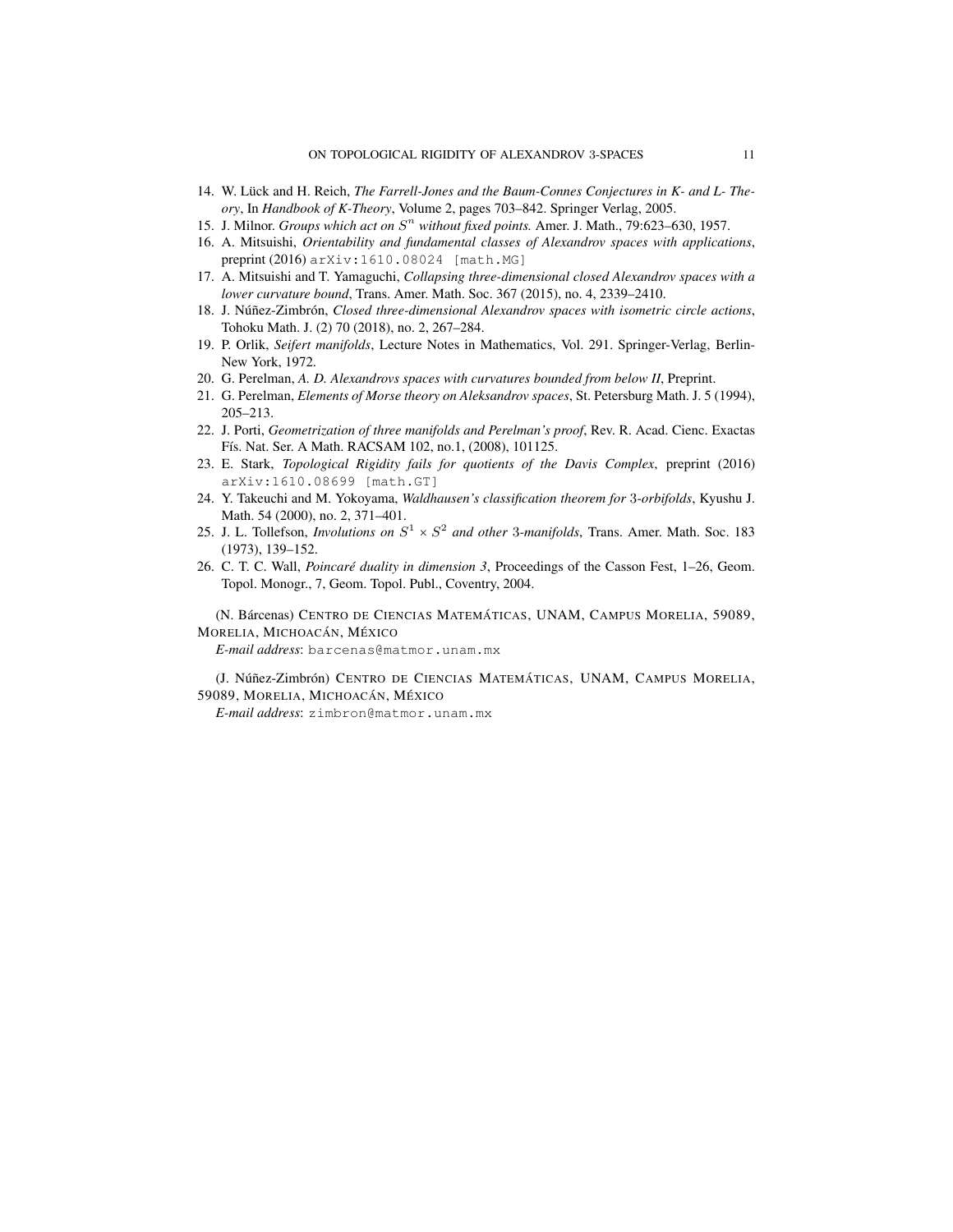14. W. Lück and H. Reich, *The Farrell-Jones and the Baum-Connes Conjectures in K- and L- Theory*, In *Handbook of K-Theory*, Volume 2, pages 703–842. Springer Verlag, 2005.
15. J. Milnor. *Groups which act on $S^n$ without fixed points.* Amer. J. Math., 79:623–630, 1957.
16. A. Mitsuishi, *Orientability and fundamental classes of Alexandrov spaces with applications*, preprint (2016) arXiv:1610.08024 [math.MG]
17. A. Mitsuishi and T. Yamaguchi, *Collapsing three-dimensional closed Alexandrov spaces with a lower curvature bound*, Trans. Amer. Math. Soc. 367 (2015), no. 4, 2339–2410.
18. J. Núñez-Zimbrón, *Closed three-dimensional Alexandrov spaces with isometric circle actions*, Tohoku Math. J. (2) 70 (2018), no. 2, 267–284.
19. P. Orlik, *Seifert manifolds*, Lecture Notes in Mathematics, Vol. 291. Springer-Verlag, Berlin-New York, 1972.
20. G. Perelman, *A. D. Alexandrovs spaces with curvatures bounded from below II*, Preprint.
21. G. Perelman, *Elements of Morse theory on Aleksandrov spaces*, St. Petersburg Math. J. 5 (1994), 205–213.
22. J. Porti, *Geometrization of three manifolds and Perelman's proof*, Rev. R. Acad. Cienc. Exactas Fís. Nat. Ser. A Math. RACSAM 102, no.1, (2008), 101125.
23. E. Stark, *Topological Rigidity fails for quotients of the Davis Complex*, preprint (2016) arXiv:1610.08699 [math.GT]
24. Y. Takeuchi and M. Yokoyama, *Waldhausen's classification theorem for 3-orbifolds*, Kyushu J. Math. 54 (2000), no. 2, 371–401.
25. J. L. Tollefson, *Involutions on $S^1 \times S^2$ and other 3-manifolds*, Trans. Amer. Math. Soc. 183 (1973), 139–152.
26. C. T. C. Wall, *Poincaré duality in dimension 3*, Proceedings of the Casson Fest, 1–26, Geom. Topol. Monogr., 7, Geom. Topol. Publ., Coventry, 2004.

(N. Bárcenas) Centro de Ciencias Matemáticas, UNAM, Campus Morelia, 59089, Morelia, Michoacán, México

*E-mail address*: barcenas@matmor.unam.mx

(J. Núñez-Zimbrón) Centro de Ciencias Matemáticas, UNAM, Campus Morelia, 59089, Morelia, Michoacán, México

*E-mail address*: zimbron@matmor.unam.mx